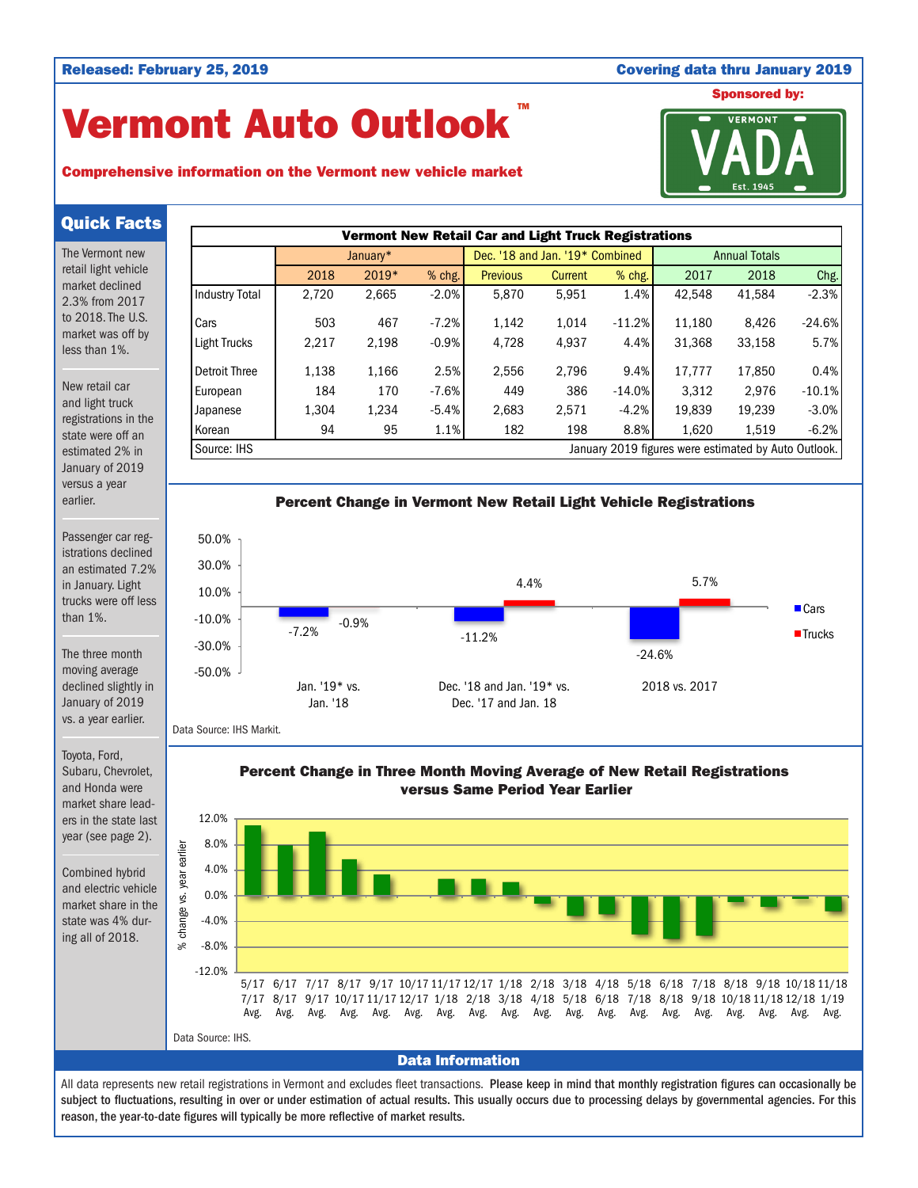Released: February 25, 2019 | Covering data thru January 2019

# Vermont Auto Outlook™

**Comprehensive information on the Vermont new vehicle market**

Sponsored by: VERMONT VADA Est. 1945

## Quick Facts

The Vermont new retail light vehicle market declined 2.3% from 2017 to 2018. The U.S. market was off by less than 1%.

New retail car and light truck registrations in the state were off an estimated 2% in January of 2019 versus a year earlier.

Passenger car registrations declined an estimated 7.2% in January. Light trucks were off less than 1%.

The three month moving average declined slightly in January of 2019 vs. a year earlier.

Toyota, Ford, Subaru, Chevrolet, and Honda were market share leaders in the state last year (see page 2).

Combined hybrid and electric vehicle market share in the state was 4% during all of 2018.

**Vermont New Retail Car and Light Truck Registrations**

| | January* | | | Dec. '18 and Jan. '19* Combined | | | Annual Totals | | |
|---|---|---|---|---|---|---|---|---|---|
| | 2018 | 2019* | % chg. | Previous | Current | % chg. | 2017 | 2018 | Chg. |
| Industry Total | 2,720 | 2,665 | -2.0% | 5,870 | 5,951 | 1.4% | 42,548 | 41,584 | -2.3% |
| Cars | 503 | 467 | -7.2% | 1,142 | 1,014 | -11.2% | 11,180 | 8,426 | -24.6% |
| Light Trucks | 2,217 | 2,198 | -0.9% | 4,728 | 4,937 | 4.4% | 31,368 | 33,158 | 5.7% |
| Detroit Three | 1,138 | 1,166 | 2.5% | 2,556 | 2,796 | 9.4% | 17,777 | 17,850 | 0.4% |
| European | 184 | 170 | -7.6% | 449 | 386 | -14.0% | 3,312 | 2,976 | -10.1% |
| Japanese | 1,304 | 1,234 | -5.4% | 2,683 | 2,571 | -4.2% | 19,839 | 19,239 | -3.0% |
| Korean | 94 | 95 | 1.1% | 182 | 198 | 8.8% | 1,620 | 1,519 | -6.2% |

Source: IHS. January 2019 figures were estimated by Auto Outlook.

**Percent Change in Vermont New Retail Light Vehicle Registrations**

| | Cars | Trucks |
|---|---|---|
| Jan. '19* vs. Jan. '18 | -7.2% | -0.9% |
| Dec. '18 and Jan. '19* vs. Dec. '17 and Jan. 18 | -11.2% | 4.4% |
| 2018 vs. 2017 | -24.6% | 5.7% |

Data Source: IHS Markit.

**Percent Change in Three Month Moving Average of New Retail Registrations versus Same Period Year Earlier**

(Chart: % change vs. year earlier, for three month averages from 5/17–7/17 Avg. through 11/18–1/19 Avg.)

Data Source: IHS.

## Data Information

All data represents new retail registrations in Vermont and excludes fleet transactions. **Please keep in mind that monthly registration figures can occasionally be subject to fluctuations, resulting in over or under estimation of actual results. This usually occurs due to processing delays by governmental agencies. For this reason, the year-to-date figures will typically be more reflective of market results.**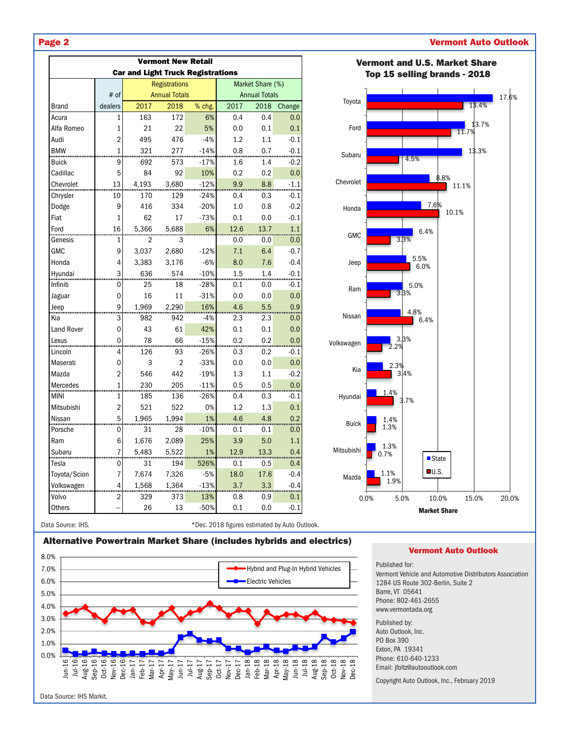**Vermont New Retail Car and Light Truck Registrations**

| Brand | # of dealers | Registrations Annual Totals 2017 | 2018 | % chg. | Market Share (%) Annual Totals 2017 | 2018 | Change |
|---|---|---|---|---|---|---|---|
| Acura | 1 | 163 | 172 | 6% | 0.4 | 0.4 | 0.0 |
| Alfa Romeo | 1 | 21 | 22 | 5% | 0.0 | 0.1 | 0.1 |
| Audi | 2 | 495 | 476 | -4% | 1.2 | 1.1 | -0.1 |
| BMW | 1 | 321 | 277 | -14% | 0.8 | 0.7 | -0.1 |
| Buick | 9 | 692 | 573 | -17% | 1.6 | 1.4 | -0.2 |
| Cadillac | 5 | 84 | 92 | 10% | 0.2 | 0.2 | 0.0 |
| Chevrolet | 13 | 4,193 | 3,680 | -12% | 9.9 | 8.8 | -1.1 |
| Chrysler | 10 | 170 | 129 | -24% | 0.4 | 0.3 | -0.1 |
| Dodge | 9 | 416 | 334 | -20% | 1.0 | 0.8 | -0.2 |
| Fiat | 1 | 62 | 17 | -73% | 0.1 | 0.0 | -0.1 |
| Ford | 16 | 5,366 | 5,688 | 6% | 12.6 | 13.7 | 1.1 |
| Genesis | 1 | 2 | 3 | | 0.0 | 0.0 | 0.0 |
| GMC | 9 | 3,037 | 2,680 | -12% | 7.1 | 6.4 | -0.7 |
| Honda | 4 | 3,383 | 3,176 | -6% | 8.0 | 7.6 | -0.4 |
| Hyundai | 3 | 636 | 574 | -10% | 1.5 | 1.4 | -0.1 |
| Infiniti | 0 | 25 | 18 | -28% | 0.1 | 0.0 | -0.1 |
| Jaguar | 0 | 16 | 11 | -31% | 0.0 | 0.0 | 0.0 |
| Jeep | 9 | 1,969 | 2,290 | 16% | 4.6 | 5.5 | 0.9 |
| Kia | 3 | 982 | 942 | -4% | 2.3 | 2.3 | 0.0 |
| Land Rover | 0 | 43 | 61 | 42% | 0.1 | 0.1 | 0.0 |
| Lexus | 0 | 78 | 66 | -15% | 0.2 | 0.2 | 0.0 |
| Lincoln | 4 | 126 | 93 | -26% | 0.3 | 0.2 | -0.1 |
| Maserati | 0 | 3 | 2 | -33% | 0.0 | 0.0 | 0.0 |
| Mazda | 2 | 546 | 442 | -19% | 1.3 | 1.1 | -0.2 |
| Mercedes | 1 | 230 | 205 | -11% | 0.5 | 0.5 | 0.0 |
| MINI | 1 | 185 | 136 | -26% | 0.4 | 0.3 | -0.1 |
| Mitsubishi | 2 | 521 | 522 | 0% | 1.2 | 1.3 | 0.1 |
| Nissan | 5 | 1,965 | 1,994 | 1% | 4.6 | 4.8 | 0.2 |
| Porsche | 0 | 31 | 28 | -10% | 0.1 | 0.1 | 0.0 |
| Ram | 6 | 1,676 | 2,089 | 25% | 3.9 | 5.0 | 1.1 |
| Subaru | 7 | 5,483 | 5,522 | 1% | 12.9 | 13.3 | 0.4 |
| Tesla | 0 | 31 | 194 | 526% | 0.1 | 0.5 | 0.4 |
| Toyota/Scion | 7 | 7,674 | 7,326 | -5% | 18.0 | 17.6 | -0.4 |
| Volkswagen | 4 | 1,568 | 1,364 | -13% | 3.7 | 3.3 | -0.4 |
| Volvo | 2 | 329 | 373 | 13% | 0.8 | 0.9 | 0.1 |
| Others | -- | 26 | 13 | -50% | 0.1 | 0.0 | -0.1 |

Data Source: IHS.

*Dec. 2018 figures estimated by Auto Outlook.

**Vermont and U.S. Market Share Top 15 selling brands - 2018**

Toyota 17.6% 13.4%
Ford 13.7% 11.7%
Subaru 13.3% 4.5%
Chevrolet 8.8% 11.1%
Honda 7.6% 10.1%
GMC 6.4% 3.3%
Jeep 5.5% 6.0%
Ram 5.0% 3.3%
Nissan 4.8% 6.4%
Volkswagen 3.3% 2.2%
Kia 2.3% 3.4%
Hyundai 1.4% 3.7%
Buick 1.4% 1.3%
Mitsubishi 1.3% 0.7%
Mazda 1.1% 1.9%

State
U.S.

0.0% 5.0% 10.0% 15.0% 20.0%
Market Share

**Alternative Powertrain Market Share (includes hybrids and electrics)**

Hybrid and Plug-In Hybrid Vehicles
Electric Vehicles

8.0% 7.0% 6.0% 5.0% 4.0% 3.0% 2.0% 1.0% 0.0%

Jun-16 Jul-16 Aug-16 Sep-16 Oct-16 Nov-16 Dec-16 Jan-17 Feb-17 Mar-17 Apr-17 May-17 Jun-17 Jul-17 Aug-17 Sep-17 Oct-17 Nov-17 Dec-17 Jan-18 Feb-18 Mar-18 Apr-18 May-18 Jun-18 Jul-18 Aug-18 Sep-18 Oct-18 Nov-18 Dec-18

Data Source: IHS Markit.

**Vermont Auto Outlook**

Published for:
Vermont Vehicle and Automotive Distributors Association
1284 US Route 302-Berlin, Suite 2
Barre, VT 05641
Phone: 802-461-2655
www.vermontada.org

Published by:
Auto Outlook, Inc.
PO Box 390
Exton, PA 19341
Phone: 610-640-1233
Email: jfoltz@autooutlook.com

Copyright Auto Outlook, Inc., February 2019